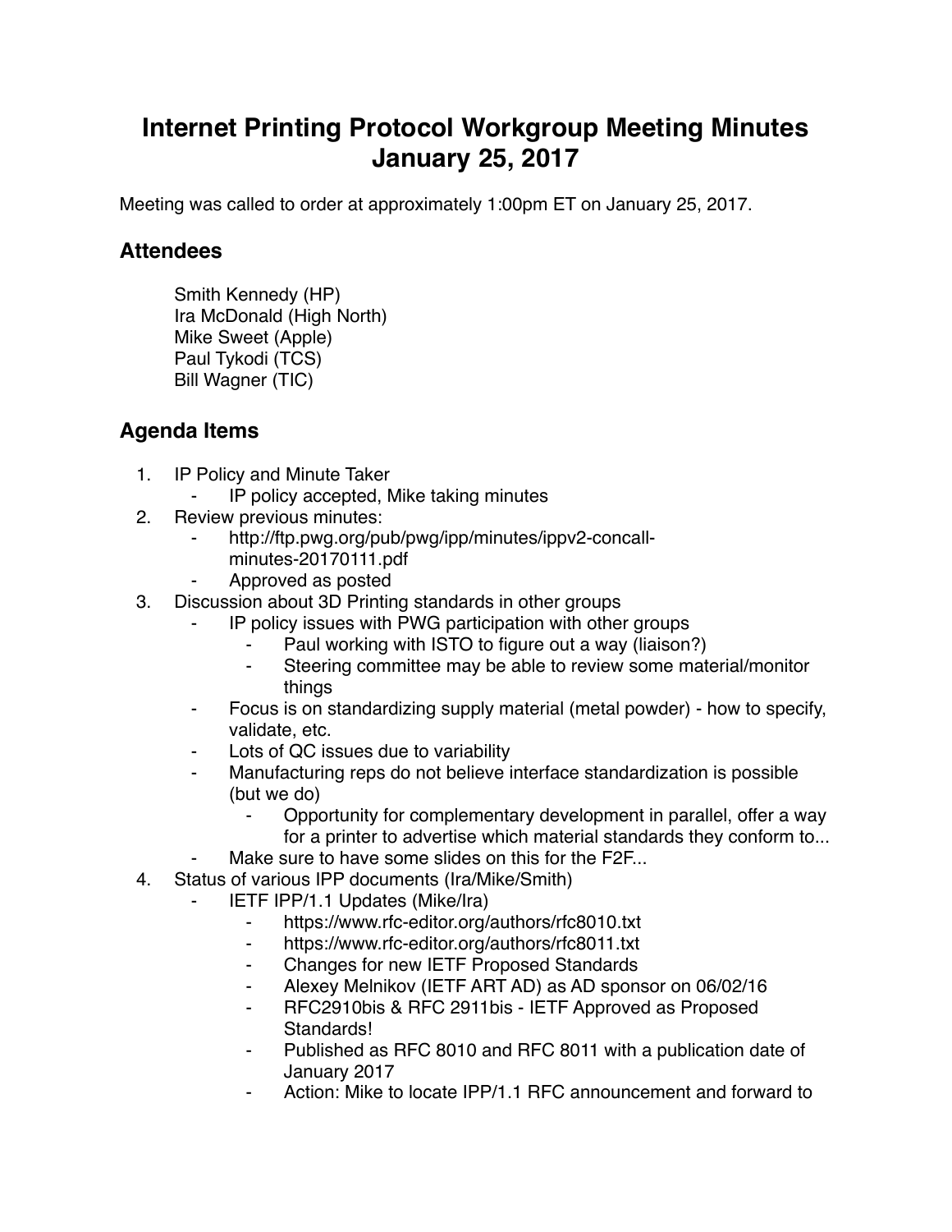# Internet Printing Protocol Workgroup Meeting Minutes January 25, 2017

Meeting was called to order at approximately 1:00pm ET on January 25, 2017.

## Attendees

Smith Kennedy (HP)
Ira McDonald (High North)
Mike Sweet (Apple)
Paul Tykodi (TCS)
Bill Wagner (TIC)

## Agenda Items

1. IP Policy and Minute Taker
    - IP policy accepted, Mike taking minutes
2. Review previous minutes:
    - http://ftp.pwg.org/pub/pwg/ipp/minutes/ippv2-concall-minutes-20170111.pdf
    - Approved as posted
3. Discussion about 3D Printing standards in other groups
    - IP policy issues with PWG participation with other groups
        - Paul working with ISTO to figure out a way (liaison?)
        - Steering committee may be able to review some material/monitor things
    - Focus is on standardizing supply material (metal powder) - how to specify, validate, etc.
    - Lots of QC issues due to variability
    - Manufacturing reps do not believe interface standardization is possible (but we do)
        - Opportunity for complementary development in parallel, offer a way for a printer to advertise which material standards they conform to...
    - Make sure to have some slides on this for the F2F...
4. Status of various IPP documents (Ira/Mike/Smith)
    - IETF IPP/1.1 Updates (Mike/Ira)
        - https://www.rfc-editor.org/authors/rfc8010.txt
        - https://www.rfc-editor.org/authors/rfc8011.txt
        - Changes for new IETF Proposed Standards
        - Alexey Melnikov (IETF ART AD) as AD sponsor on 06/02/16
        - RFC2910bis & RFC 2911bis - IETF Approved as Proposed Standards!
        - Published as RFC 8010 and RFC 8011 with a publication date of January 2017
        - Action: Mike to locate IPP/1.1 RFC announcement and forward to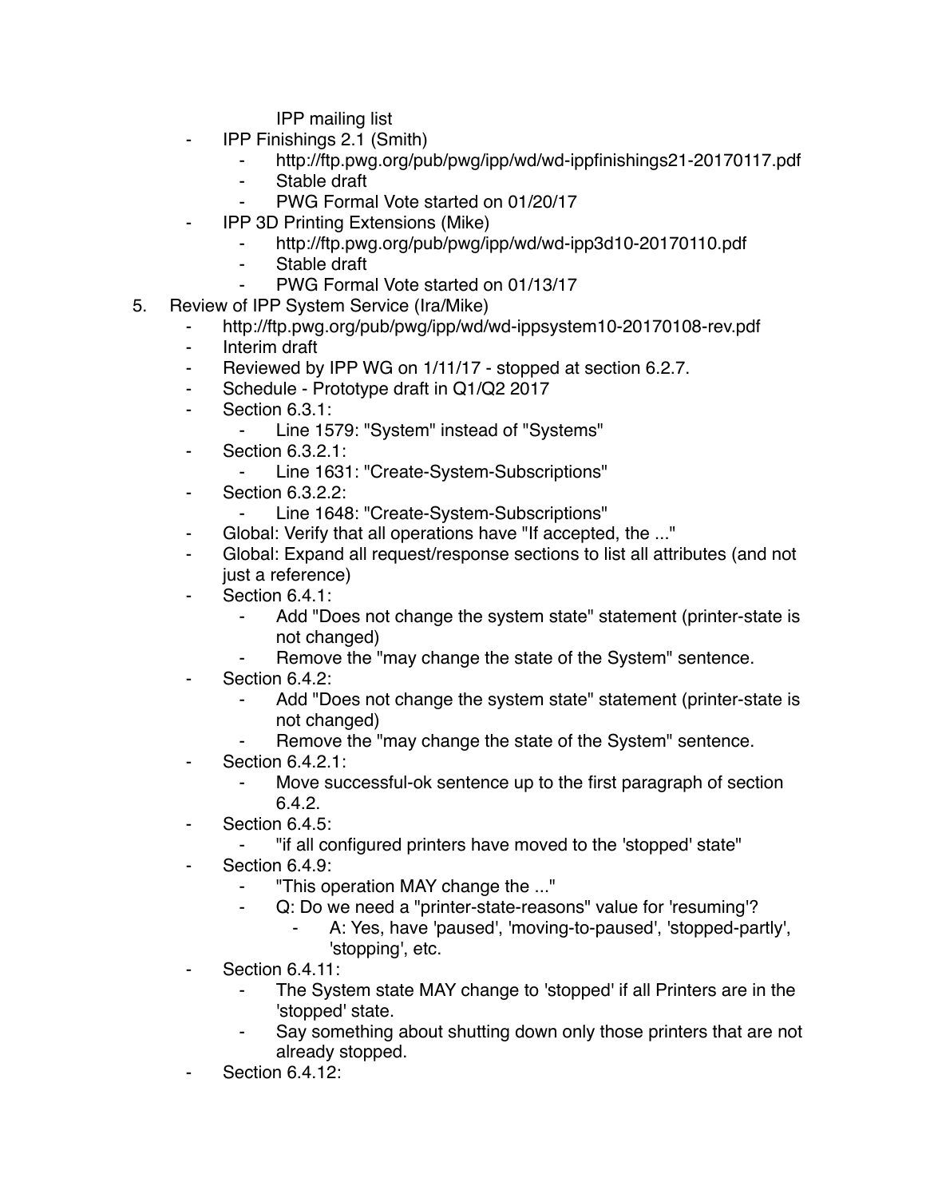IPP mailing list

- IPP Finishings 2.1 (Smith)
    - http://ftp.pwg.org/pub/pwg/ipp/wd/wd-ippfinishings21-20170117.pdf
    - Stable draft
    - PWG Formal Vote started on 01/20/17
- IPP 3D Printing Extensions (Mike)
    - http://ftp.pwg.org/pub/pwg/ipp/wd/wd-ipp3d10-20170110.pdf
    - Stable draft
    - PWG Formal Vote started on 01/13/17

5. Review of IPP System Service (Ira/Mike)
    - http://ftp.pwg.org/pub/pwg/ipp/wd/wd-ippsystem10-20170108-rev.pdf
    - Interim draft
    - Reviewed by IPP WG on 1/11/17 - stopped at section 6.2.7.
    - Schedule - Prototype draft in Q1/Q2 2017
    - Section 6.3.1:
        - Line 1579: "System" instead of "Systems"
    - Section 6.3.2.1:
        - Line 1631: "Create-System-Subscriptions"
    - Section 6.3.2.2:
        - Line 1648: "Create-System-Subscriptions"
    - Global: Verify that all operations have "If accepted, the ..."
    - Global: Expand all request/response sections to list all attributes (and not just a reference)
    - Section 6.4.1:
        - Add "Does not change the system state" statement (printer-state is not changed)
        - Remove the "may change the state of the System" sentence.
    - Section 6.4.2:
        - Add "Does not change the system state" statement (printer-state is not changed)
        - Remove the "may change the state of the System" sentence.
    - Section 6.4.2.1:
        - Move successful-ok sentence up to the first paragraph of section 6.4.2.
    - Section 6.4.5:
        - "if all configured printers have moved to the 'stopped' state"
    - Section 6.4.9:
        - "This operation MAY change the ..."
        - Q: Do we need a "printer-state-reasons" value for 'resuming'?
            - A: Yes, have 'paused', 'moving-to-paused', 'stopped-partly', 'stopping', etc.
    - Section 6.4.11:
        - The System state MAY change to 'stopped' if all Printers are in the 'stopped' state.
        - Say something about shutting down only those printers that are not already stopped.
    - Section 6.4.12: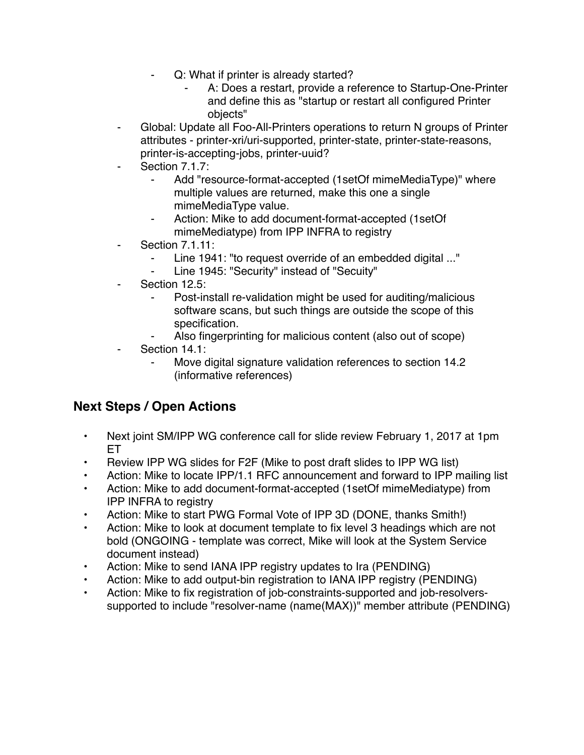- Q: What if printer is already started?
            - A: Does a restart, provide a reference to Startup-One-Printer and define this as "startup or restart all configured Printer objects"
    - Global: Update all Foo-All-Printers operations to return N groups of Printer attributes - printer-xri/uri-supported, printer-state, printer-state-reasons, printer-is-accepting-jobs, printer-uuid?
    - Section 7.1.7:
        - Add "resource-format-accepted (1setOf mimeMediaType)" where multiple values are returned, make this one a single mimeMediaType value.
        - Action: Mike to add document-format-accepted (1setOf mimeMediatype) from IPP INFRA to registry
    - Section 7.1.11:
        - Line 1941: "to request override of an embedded digital ..."
        - Line 1945: "Security" instead of "Secuity"
    - Section 12.5:
        - Post-install re-validation might be used for auditing/malicious software scans, but such things are outside the scope of this specification.
        - Also fingerprinting for malicious content (also out of scope)
    - Section 14.1:
        - Move digital signature validation references to section 14.2 (informative references)

## Next Steps / Open Actions

- Next joint SM/IPP WG conference call for slide review February 1, 2017 at 1pm ET
- Review IPP WG slides for F2F (Mike to post draft slides to IPP WG list)
- Action: Mike to locate IPP/1.1 RFC announcement and forward to IPP mailing list
- Action: Mike to add document-format-accepted (1setOf mimeMediatype) from IPP INFRA to registry
- Action: Mike to start PWG Formal Vote of IPP 3D (DONE, thanks Smith!)
- Action: Mike to look at document template to fix level 3 headings which are not bold (ONGOING - template was correct, Mike will look at the System Service document instead)
- Action: Mike to send IANA IPP registry updates to Ira (PENDING)
- Action: Mike to add output-bin registration to IANA IPP registry (PENDING)
- Action: Mike to fix registration of job-constraints-supported and job-resolvers-supported to include "resolver-name (name(MAX))" member attribute (PENDING)